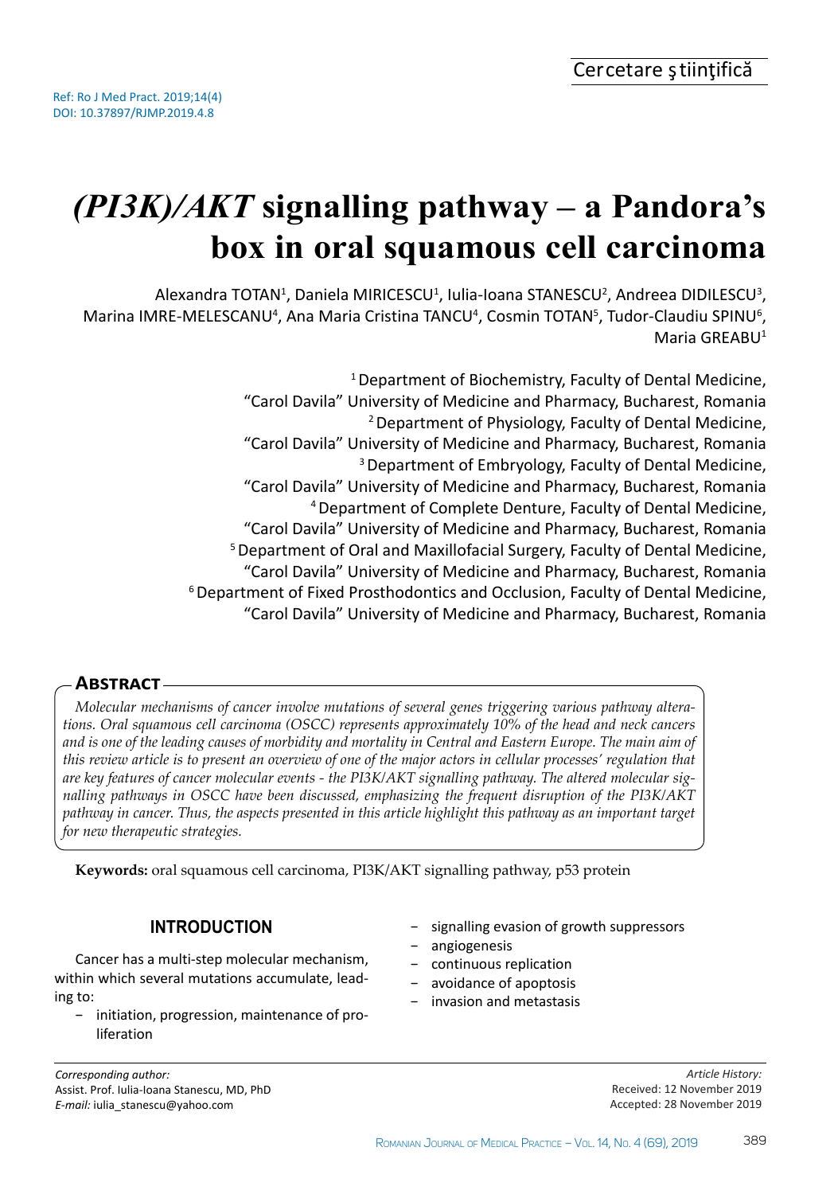Cercetare ştiinţifică

Ref: Ro J Med Pract. 2019;14(4)
DOI: 10.37897/RJMP.2019.4.8

# *(PI3K)/AKT* signalling pathway – a Pandora's box in oral squamous cell carcinoma

Alexandra TOTAN[1], Daniela MIRICESCU[1], Iulia-Ioana STANESCU[2], Andreea DIDILESCU[3], Marina IMRE-MELESCANU[4], Ana Maria Cristina TANCU[4], Cosmin TOTAN[5], Tudor-Claudiu SPINU[6], Maria GREABU[1]

[1] Department of Biochemistry, Faculty of Dental Medicine, "Carol Davila" University of Medicine and Pharmacy, Bucharest, Romania
[2] Department of Physiology, Faculty of Dental Medicine, "Carol Davila" University of Medicine and Pharmacy, Bucharest, Romania
[3] Department of Embryology, Faculty of Dental Medicine, "Carol Davila" University of Medicine and Pharmacy, Bucharest, Romania
[4] Department of Complete Denture, Faculty of Dental Medicine, "Carol Davila" University of Medicine and Pharmacy, Bucharest, Romania
[5] Department of Oral and Maxillofacial Surgery, Faculty of Dental Medicine, "Carol Davila" University of Medicine and Pharmacy, Bucharest, Romania
[6] Department of Fixed Prosthodontics and Occlusion, Faculty of Dental Medicine, "Carol Davila" University of Medicine and Pharmacy, Bucharest, Romania

## Abstract

*Molecular mechanisms of cancer involve mutations of several genes triggering various pathway alterations. Oral squamous cell carcinoma (OSCC) represents approximately 10% of the head and neck cancers and is one of the leading causes of morbidity and mortality in Central and Eastern Europe. The main aim of this review article is to present an overview of one of the major actors in cellular processes' regulation that are key features of cancer molecular events - the PI3K/AKT signalling pathway. The altered molecular signalling pathways in OSCC have been discussed, emphasizing the frequent disruption of the PI3K/AKT pathway in cancer. Thus, the aspects presented in this article highlight this pathway as an important target for new therapeutic strategies.*

**Keywords:** oral squamous cell carcinoma, PI3K/AKT signalling pathway, p53 protein

## INTRODUCTION

Cancer has a multi-step molecular mechanism, within which several mutations accumulate, leading to:

- initiation, progression, maintenance of proliferation
- signalling evasion of growth suppressors
- angiogenesis
- continuous replication
- avoidance of apoptosis
- invasion and metastasis

*Corresponding author:*
Assist. Prof. Iulia-Ioana Stanescu, MD, PhD
*E-mail:* iulia_stanescu@yahoo.com

*Article History:*
Received: 12 November 2019
Accepted: 28 November 2019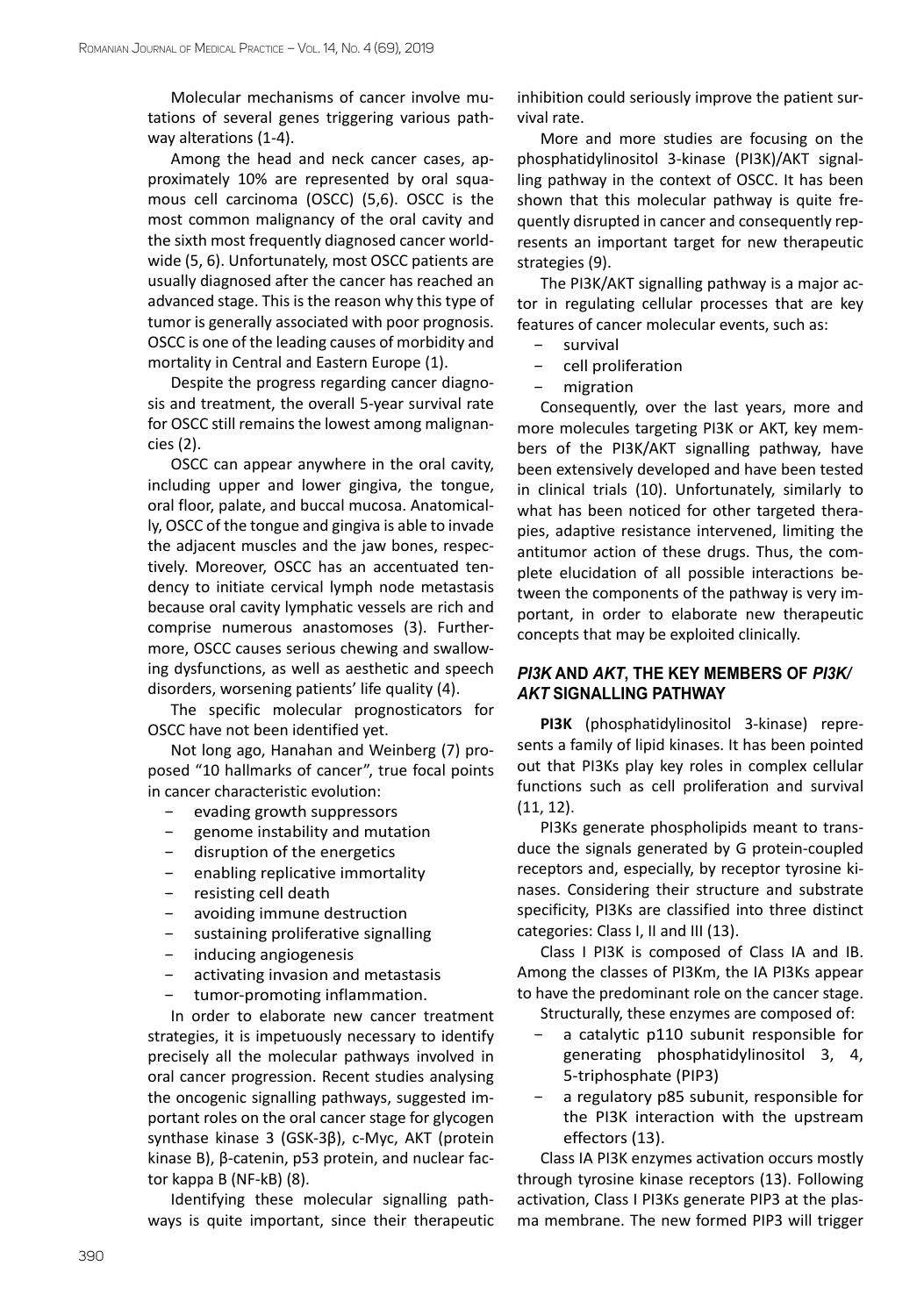Molecular mechanisms of cancer involve mutations of several genes triggering various pathway alterations (1-4).

Among the head and neck cancer cases, approximately 10% are represented by oral squamous cell carcinoma (OSCC) (5,6). OSCC is the most common malignancy of the oral cavity and the sixth most frequently diagnosed cancer worldwide (5, 6). Unfortunately, most OSCC patients are usually diagnosed after the cancer has reached an advanced stage. This is the reason why this type of tumor is generally associated with poor prognosis. OSCC is one of the leading causes of morbidity and mortality in Central and Eastern Europe (1).

Despite the progress regarding cancer diagnosis and treatment, the overall 5-year survival rate for OSCC still remains the lowest among malignancies (2).

OSCC can appear anywhere in the oral cavity, including upper and lower gingiva, the tongue, oral floor, palate, and buccal mucosa. Anatomically, OSCC of the tongue and gingiva is able to invade the adjacent muscles and the jaw bones, respectively. Moreover, OSCC has an accentuated tendency to initiate cervical lymph node metastasis because oral cavity lymphatic vessels are rich and comprise numerous anastomoses (3). Furthermore, OSCC causes serious chewing and swallowing dysfunctions, as well as aesthetic and speech disorders, worsening patients' life quality (4).

The specific molecular prognosticators for OSCC have not been identified yet.

Not long ago, Hanahan and Weinberg (7) proposed "10 hallmarks of cancer", true focal points in cancer characteristic evolution:

- evading growth suppressors
- genome instability and mutation
- disruption of the energetics
- enabling replicative immortality
- resisting cell death
- avoiding immune destruction
- sustaining proliferative signalling
- inducing angiogenesis
- activating invasion and metastasis
- tumor-promoting inflammation.

In order to elaborate new cancer treatment strategies, it is impetuously necessary to identify precisely all the molecular pathways involved in oral cancer progression. Recent studies analysing the oncogenic signalling pathways, suggested important roles on the oral cancer stage for glycogen synthase kinase 3 (GSK-3β), c-Myc, AKT (protein kinase B), β-catenin, p53 protein, and nuclear factor kappa B (NF-kB) (8).

Identifying these molecular signalling pathways is quite important, since their therapeutic inhibition could seriously improve the patient survival rate.

More and more studies are focusing on the phosphatidylinositol 3-kinase (PI3K)/AKT signalling pathway in the context of OSCC. It has been shown that this molecular pathway is quite frequently disrupted in cancer and consequently represents an important target for new therapeutic strategies (9).

The PI3K/AKT signalling pathway is a major actor in regulating cellular processes that are key features of cancer molecular events, such as:

- survival
- cell proliferation
- migration

Consequently, over the last years, more and more molecules targeting PI3K or AKT, key members of the PI3K/AKT signalling pathway, have been extensively developed and have been tested in clinical trials (10). Unfortunately, similarly to what has been noticed for other targeted therapies, adaptive resistance intervened, limiting the antitumor action of these drugs. Thus, the complete elucidation of all possible interactions between the components of the pathway is very important, in order to elaborate new therapeutic concepts that may be exploited clinically.

## *PI3K* AND *AKT*, THE KEY MEMBERS OF *PI3K/AKT* SIGNALLING PATHWAY

**PI3K** (phosphatidylinositol 3-kinase) represents a family of lipid kinases. It has been pointed out that PI3Ks play key roles in complex cellular functions such as cell proliferation and survival (11, 12).

PI3Ks generate phospholipids meant to transduce the signals generated by G protein-coupled receptors and, especially, by receptor tyrosine kinases. Considering their structure and substrate specificity, PI3Ks are classified into three distinct categories: Class I, II and III (13).

Class I PI3K is composed of Class IA and IB. Among the classes of PI3Km, the IA PI3Ks appear to have the predominant role on the cancer stage.

Structurally, these enzymes are composed of:

- a catalytic p110 subunit responsible for generating phosphatidylinositol 3, 4, 5-triphosphate (PIP3)
- a regulatory p85 subunit, responsible for the PI3K interaction with the upstream effectors (13).

Class IA PI3K enzymes activation occurs mostly through tyrosine kinase receptors (13). Following activation, Class I PI3Ks generate PIP3 at the plasma membrane. The new formed PIP3 will trigger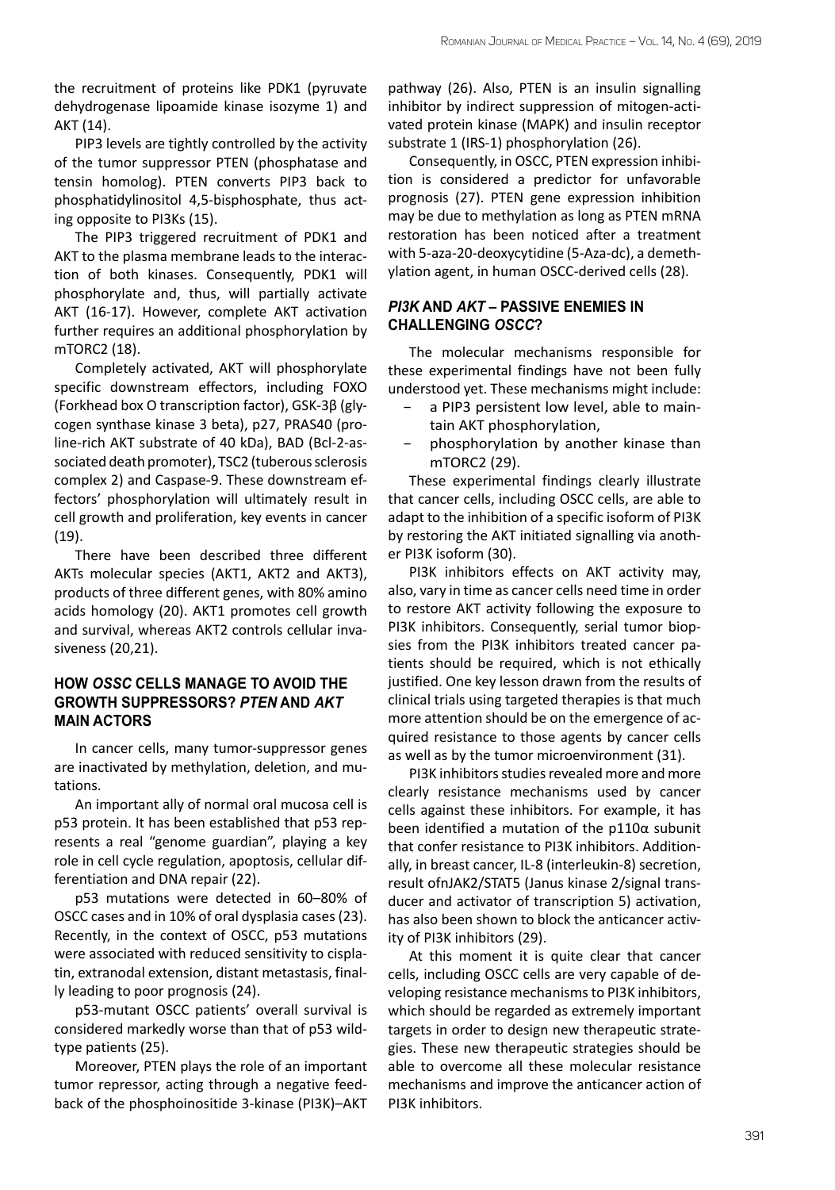the recruitment of proteins like PDK1 (pyruvate dehydrogenase lipoamide kinase isozyme 1) and AKT (14).

PIP3 levels are tightly controlled by the activity of the tumor suppressor PTEN (phosphatase and tensin homolog). PTEN converts PIP3 back to phosphatidylinositol 4,5-bisphosphate, thus acting opposite to PI3Ks (15).

The PIP3 triggered recruitment of PDK1 and AKT to the plasma membrane leads to the interaction of both kinases. Consequently, PDK1 will phosphorylate and, thus, will partially activate AKT (16-17). However, complete AKT activation further requires an additional phosphorylation by mTORC2 (18).

Completely activated, AKT will phosphorylate specific downstream effectors, including FOXO (Forkhead box O transcription factor), GSK-3β (glycogen synthase kinase 3 beta), p27, PRAS40 (proline-rich AKT substrate of 40 kDa), BAD (Bcl-2-associated death promoter), TSC2 (tuberous sclerosis complex 2) and Caspase-9. These downstream effectors' phosphorylation will ultimately result in cell growth and proliferation, key events in cancer (19).

There have been described three different AKTs molecular species (AKT1, AKT2 and AKT3), products of three different genes, with 80% amino acids homology (20). AKT1 promotes cell growth and survival, whereas AKT2 controls cellular invasiveness (20,21).

## HOW *OSSC* CELLS MANAGE TO AVOID THE GROWTH SUPPRESSORS? *PTEN* AND *AKT* MAIN ACTORS

In cancer cells, many tumor-suppressor genes are inactivated by methylation, deletion, and mutations.

An important ally of normal oral mucosa cell is p53 protein. It has been established that p53 represents a real "genome guardian", playing a key role in cell cycle regulation, apoptosis, cellular differentiation and DNA repair (22).

p53 mutations were detected in 60–80% of OSCC cases and in 10% of oral dysplasia cases (23). Recently, in the context of OSCC, p53 mutations were associated with reduced sensitivity to cisplatin, extranodal extension, distant metastasis, finally leading to poor prognosis (24).

p53-mutant OSCC patients' overall survival is considered markedly worse than that of p53 wildtype patients (25).

Moreover, PTEN plays the role of an important tumor repressor, acting through a negative feedback of the phosphoinositide 3-kinase (PI3K)–AKT pathway (26). Also, PTEN is an insulin signalling inhibitor by indirect suppression of mitogen-activated protein kinase (MAPK) and insulin receptor substrate 1 (IRS-1) phosphorylation (26).

Consequently, in OSCC, PTEN expression inhibition is considered a predictor for unfavorable prognosis (27). PTEN gene expression inhibition may be due to methylation as long as PTEN mRNA restoration has been noticed after a treatment with 5-aza-20-deoxycytidine (5-Aza-dc), a demethylation agent, in human OSCC-derived cells (28).

## *PI3K* AND *AKT* – PASSIVE ENEMIES IN CHALLENGING *OSCC*?

The molecular mechanisms responsible for these experimental findings have not been fully understood yet. These mechanisms might include:

- a PIP3 persistent low level, able to maintain AKT phosphorylation,
- phosphorylation by another kinase than mTORC2 (29).

These experimental findings clearly illustrate that cancer cells, including OSCC cells, are able to adapt to the inhibition of a specific isoform of PI3K by restoring the AKT initiated signalling via another PI3K isoform (30).

PI3K inhibitors effects on AKT activity may, also, vary in time as cancer cells need time in order to restore AKT activity following the exposure to PI3K inhibitors. Consequently, serial tumor biopsies from the PI3K inhibitors treated cancer patients should be required, which is not ethically justified. One key lesson drawn from the results of clinical trials using targeted therapies is that much more attention should be on the emergence of acquired resistance to those agents by cancer cells as well as by the tumor microenvironment (31).

PI3K inhibitors studies revealed more and more clearly resistance mechanisms used by cancer cells against these inhibitors. For example, it has been identified a mutation of the p110α subunit that confer resistance to PI3K inhibitors. Additionally, in breast cancer, IL-8 (interleukin-8) secretion, result ofnJAK2/STAT5 (Janus kinase 2/signal transducer and activator of transcription 5) activation, has also been shown to block the anticancer activity of PI3K inhibitors (29).

At this moment it is quite clear that cancer cells, including OSCC cells are very capable of developing resistance mechanisms to PI3K inhibitors, which should be regarded as extremely important targets in order to design new therapeutic strategies. These new therapeutic strategies should be able to overcome all these molecular resistance mechanisms and improve the anticancer action of PI3K inhibitors.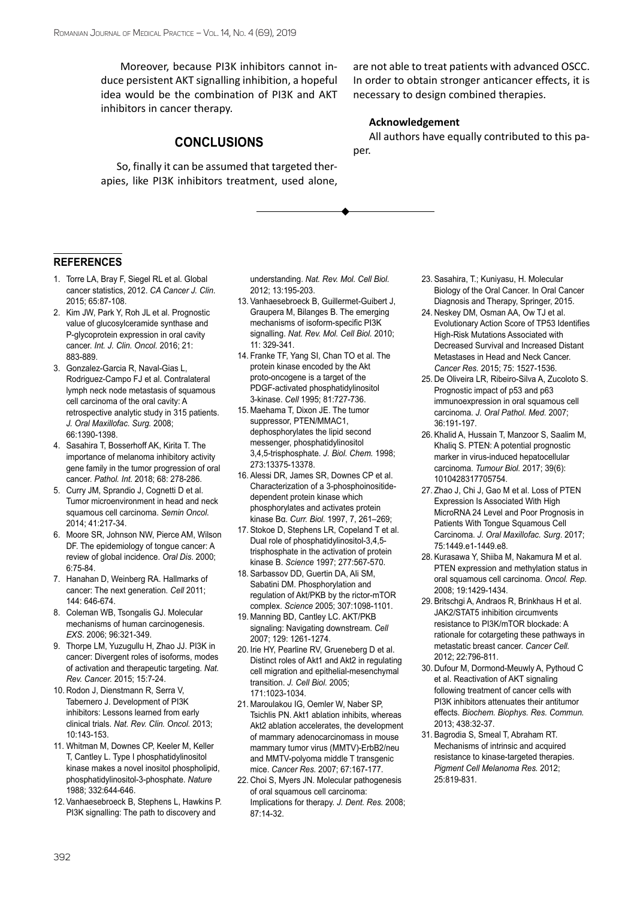Moreover, because PI3K inhibitors cannot induce persistent AKT signalling inhibition, a hopeful idea would be the combination of PI3K and AKT inhibitors in cancer therapy.

## CONCLUSIONS

So, finally it can be assumed that targeted therapies, like PI3K inhibitors treatment, used alone, are not able to treat patients with advanced OSCC. In order to obtain stronger anticancer effects, it is necessary to design combined therapies.

**Acknowledgement**

All authors have equally contributed to this paper.

## REFERENCES

1. Torre LA, Bray F, Siegel RL et al. Global cancer statistics, 2012. *CA Cancer J. Clin*. 2015; 65:87-108.
2. Kim JW, Park Y, Roh JL et al. Prognostic value of glucosylceramide synthase and P-glycoprotein expression in oral cavity cancer. *Int. J. Clin. Oncol.* 2016; 21: 883-889.
3. Gonzalez-Garcia R, Naval-Gias L, Rodriguez-Campo FJ et al. Contralateral lymph neck node metastasis of squamous cell carcinoma of the oral cavity: A retrospective analytic study in 315 patients. *J. Oral Maxillofac. Surg.* 2008; 66:1390-1398.
4. Sasahira T, Bosserhoff AK, Kirita T. The importance of melanoma inhibitory activity gene family in the tumor progression of oral cancer. *Pathol. Int.* 2018; 68: 278-286.
5. Curry JM, Sprandio J, Cognetti D et al. Tumor microenvironment in head and neck squamous cell carcinoma. *Semin Oncol.* 2014; 41:217-34.
6. Moore SR, Johnson NW, Pierce AM, Wilson DF. The epidemiology of tongue cancer: A review of global incidence. *Oral Dis*. 2000; 6:75-84.
7. Hanahan D, Weinberg RA. Hallmarks of cancer: The next generation. *Cell* 2011; 144: 646-674.
8. Coleman WB, Tsongalis GJ. Molecular mechanisms of human carcinogenesis. *EXS*. 2006; 96:321-349.
9. Thorpe LM, Yuzugullu H, Zhao JJ. PI3K in cancer: Divergent roles of isoforms, modes of activation and therapeutic targeting. *Nat. Rev. Cancer.* 2015; 15:7-24.
10. Rodon J, Dienstmann R, Serra V, Tabernero J. Development of PI3K inhibitors: Lessons learned from early clinical trials. *Nat. Rev. Clin. Oncol.* 2013; 10:143-153.
11. Whitman M, Downes CP, Keeler M, Keller T, Cantley L. Type I phosphatidylinositol kinase makes a novel inositol phospholipid, phosphatidylinositol-3-phosphate. *Nature* 1988; 332:644-646.
12. Vanhaesebroeck B, Stephens L, Hawkins P. PI3K signalling: The path to discovery and understanding. *Nat. Rev. Mol. Cell Biol.* 2012; 13:195-203.
13. Vanhaesebroeck B, Guillermet-Guibert J, Graupera M, Bilanges B. The emerging mechanisms of isoform-specific PI3K signalling. *Nat. Rev. Mol. Cell Biol.* 2010; 11: 329-341.
14. Franke TF, Yang SI, Chan TO et al. The protein kinase encoded by the Akt proto-oncogene is a target of the PDGF-activated phosphatidylinositol 3-kinase. *Cell* 1995; 81:727-736.
15. Maehama T, Dixon JE. The tumor suppressor, PTEN/MMAC1, dephosphorylates the lipid second messenger, phosphatidylinositol 3,4,5-trisphosphate. *J. Biol. Chem.* 1998; 273:13375-13378.
16. Alessi DR, James SR, Downes CP et al. Characterization of a 3-phosphoinositide-dependent protein kinase which phosphorylates and activates protein kinase Bα. *Curr. Biol.* 1997, 7, 261–269;
17. Stokoe D, Stephens LR, Copeland T et al. Dual role of phosphatidylinositol-3,4,5-trisphosphate in the activation of protein kinase B. *Science* 1997; 277:567-570.
18. Sarbassov DD, Guertin DA, Ali SM, Sabatini DM. Phosphorylation and regulation of Akt/PKB by the rictor-mTOR complex. *Science* 2005; 307:1098-1101.
19. Manning BD, Cantley LC. AKT/PKB signaling: Navigating downstream. *Cell* 2007; 129: 1261-1274.
20. Irie HY, Pearline RV, Grueneberg D et al. Distinct roles of Akt1 and Akt2 in regulating cell migration and epithelial-mesenchymal transition. *J. Cell Biol.* 2005; 171:1023-1034.
21. Maroulakou IG, Oemler W, Naber SP, Tsichlis PN. Akt1 ablation inhibits, whereas Akt2 ablation accelerates, the development of mammary adenocarcinomass in mouse mammary tumor virus (MMTV)-ErbB2/neu and MMTV-polyoma middle T transgenic mice. *Cancer Res.* 2007; 67:167-177.
22. Choi S, Myers JN. Molecular pathogenesis of oral squamous cell carcinoma: Implications for therapy. *J. Dent. Res.* 2008; 87:14-32.
23. Sasahira, T.; Kuniyasu, H. Molecular Biology of the Oral Cancer. In Oral Cancer Diagnosis and Therapy, Springer, 2015.
24. Neskey DM, Osman AA, Ow TJ et al. Evolutionary Action Score of TP53 Identifies High-Risk Mutations Associated with Decreased Survival and Increased Distant Metastases in Head and Neck Cancer. *Cancer Res.* 2015; 75: 1527-1536.
25. De Oliveira LR, Ribeiro-Silva A, Zucoloto S. Prognostic impact of p53 and p63 immunoexpression in oral squamous cell carcinoma. *J. Oral Pathol. Med.* 2007; 36:191-197.
26. Khalid A, Hussain T, Manzoor S, Saalim M, Khaliq S. PTEN: A potential prognostic marker in virus-induced hepatocellular carcinoma. *Tumour Biol.* 2017; 39(6): 1010428317705754.
27. Zhao J, Chi J, Gao M et al. Loss of PTEN Expression Is Associated With High MicroRNA 24 Level and Poor Prognosis in Patients With Tongue Squamous Cell Carcinoma. *J. Oral Maxillofac. Surg*. 2017; 75:1449.e1-1449.e8.
28. Kurasawa Y, Shiiba M, Nakamura M et al. PTEN expression and methylation status in oral squamous cell carcinoma. *Oncol. Rep.* 2008; 19:1429-1434.
29. Britschgi A, Andraos R, Brinkhaus H et al. JAK2/STAT5 inhibition circumvents resistance to PI3K/mTOR blockade: A rationale for cotargeting these pathways in metastatic breast cancer. *Cancer Cell.* 2012; 22:796-811.
30. Dufour M, Dormond-Meuwly A, Pythoud C et al. Reactivation of AKT signaling following treatment of cancer cells with PI3K inhibitors attenuates their antitumor effects. *Biochem. Biophys. Res. Commun.* 2013; 438:32-37.
31. Bagrodia S, Smeal T, Abraham RT. Mechanisms of intrinsic and acquired resistance to kinase-targeted therapies. *Pigment Cell Melanoma Res.* 2012; 25:819-831.